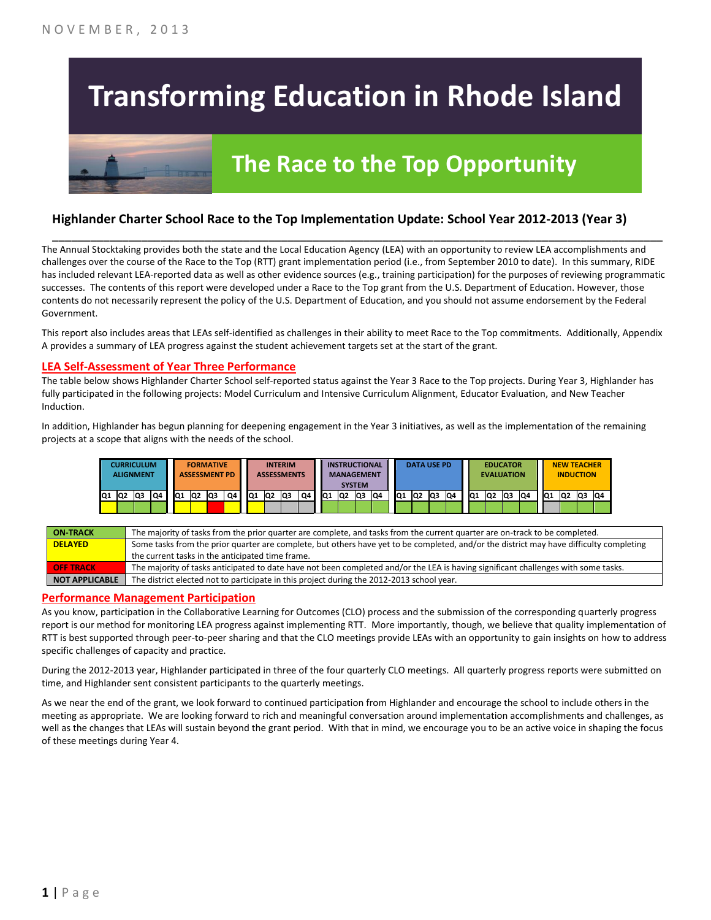NOVEMBER, 2013

# Transforming Education in Rhode Island

## The Race to the Top Opportunity

### Highlander Charter School Race to the Top Implementation Update: School Year 2012-2013 (Year 3)

The Annual Stocktaking provides both the state and the Local Education Agency (LEA) with an opportunity to review LEA accomplishments and challenges over the course of the Race to the Top (RTT) grant implementation period (i.e., from September 2010 to date). In this summary, RIDE has included relevant LEA-reported data as well as other evidence sources (e.g., training participation) for the purposes of reviewing programmatic successes. The contents of this report were developed under a Race to the Top grant from the U.S. Department of Education. However, those contents do not necessarily represent the policy of the U.S. Department of Education, and you should not assume endorsement by the Federal Government.

This report also includes areas that LEAs self-identified as challenges in their ability to meet Race to the Top commitments. Additionally, Appendix A provides a summary of LEA progress against the student achievement targets set at the start of the grant.

## LEA Self-Assessment of Year Three Performance

The table below shows Highlander Charter School self-reported status against the Year 3 Race to the Top projects. During Year 3, Highlander has fully participated in the following projects: Model Curriculum and Intensive Curriculum Alignment, Educator Evaluation, and New Teacher Induction.

In addition, Highlander has begun planning for deepening engagement in the Year 3 initiatives, as well as the implementation of the remaining projects at a scope that aligns with the needs of the school.

| Project | Q1 | Q2 | Q3 | Q4 |
|---|---|---|---|---|
| Curriculum Alignment | Delayed | On-Track | On-Track | On-Track |
| Formative Assessment PD | Delayed | Delayed | Off Track | Delayed |
| Interim Assessments | Delayed | Not Applicable | Not Applicable | Not Applicable |
| Instructional Management System | On-Track | On-Track | On-Track | On-Track |
| Data Use PD | On-Track | On-Track | On-Track | On-Track |
| Educator Evaluation | On-Track | On-Track | On-Track | On-Track |
| New Teacher Induction | Not Applicable | On-Track | On-Track | On-Track |

| Status | Description |
|---|---|
| ON-TRACK | The majority of tasks from the prior quarter are complete, and tasks from the current quarter are on-track to be completed. |
| DELAYED | Some tasks from the prior quarter are complete, but others have yet to be completed, and/or the district may have difficulty completing the current tasks in the anticipated time frame. |
| OFF TRACK | The majority of tasks anticipated to date have not been completed and/or the LEA is having significant challenges with some tasks. |
| NOT APPLICABLE | The district elected not to participate in this project during the 2012-2013 school year. |

## Performance Management Participation

As you know, participation in the Collaborative Learning for Outcomes (CLO) process and the submission of the corresponding quarterly progress report is our method for monitoring LEA progress against implementing RTT. More importantly, though, we believe that quality implementation of RTT is best supported through peer-to-peer sharing and that the CLO meetings provide LEAs with an opportunity to gain insights on how to address specific challenges of capacity and practice.

During the 2012-2013 year, Highlander participated in three of the four quarterly CLO meetings. All quarterly progress reports were submitted on time, and Highlander sent consistent participants to the quarterly meetings.

As we near the end of the grant, we look forward to continued participation from Highlander and encourage the school to include others in the meeting as appropriate. We are looking forward to rich and meaningful conversation around implementation accomplishments and challenges, as well as the changes that LEAs will sustain beyond the grant period. With that in mind, we encourage you to be an active voice in shaping the focus of these meetings during Year 4.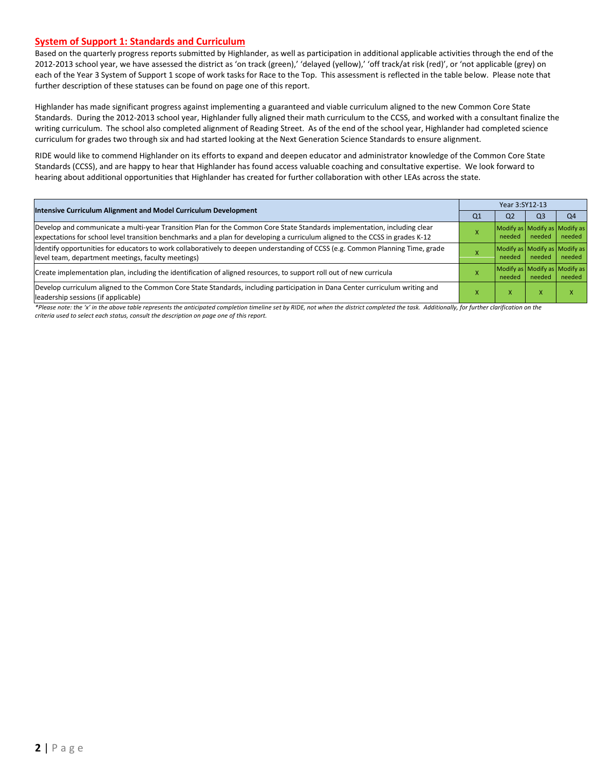## System of Support 1: Standards and Curriculum

Based on the quarterly progress reports submitted by Highlander, as well as participation in additional applicable activities through the end of the 2012-2013 school year, we have assessed the district as 'on track (green),' 'delayed (yellow),' 'off track/at risk (red)', or 'not applicable (grey) on each of the Year 3 System of Support 1 scope of work tasks for Race to the Top. This assessment is reflected in the table below. Please note that further description of these statuses can be found on page one of this report.

Highlander has made significant progress against implementing a guaranteed and viable curriculum aligned to the new Common Core State Standards. During the 2012-2013 school year, Highlander fully aligned their math curriculum to the CCSS, and worked with a consultant finalize the writing curriculum. The school also completed alignment of Reading Street. As of the end of the school year, Highlander had completed science curriculum for grades two through six and had started looking at the Next Generation Science Standards to ensure alignment.

RIDE would like to commend Highlander on its efforts to expand and deepen educator and administrator knowledge of the Common Core State Standards (CCSS), and are happy to hear that Highlander has found access valuable coaching and consultative expertise. We look forward to hearing about additional opportunities that Highlander has created for further collaboration with other LEAs across the state.

| Intensive Curriculum Alignment and Model Curriculum Development | Year 3:SY12-13 | | | |
|---|---|---|---|---|
| | Q1 | Q2 | Q3 | Q4 |
| Develop and communicate a multi-year Transition Plan for the Common Core State Standards implementation, including clear expectations for school level transition benchmarks and a plan for developing a curriculum aligned to the CCSS in grades K-12 | X | Modify as needed | Modify as needed | Modify as needed |
| Identify opportunities for educators to work collaboratively to deepen understanding of CCSS (e.g. Common Planning Time, grade level team, department meetings, faculty meetings) | X | Modify as needed | Modify as needed | Modify as needed |
| Create implementation plan, including the identification of aligned resources, to support roll out of new curricula | X | Modify as needed | Modify as needed | Modify as needed |
| Develop curriculum aligned to the Common Core State Standards, including participation in Dana Center curriculum writing and leadership sessions (if applicable) | X | X | X | X |

*\*Please note: the 'x' in the above table represents the anticipated completion timeline set by RIDE, not when the district completed the task. Additionally, for further clarification on the criteria used to select each status, consult the description on page one of this report.*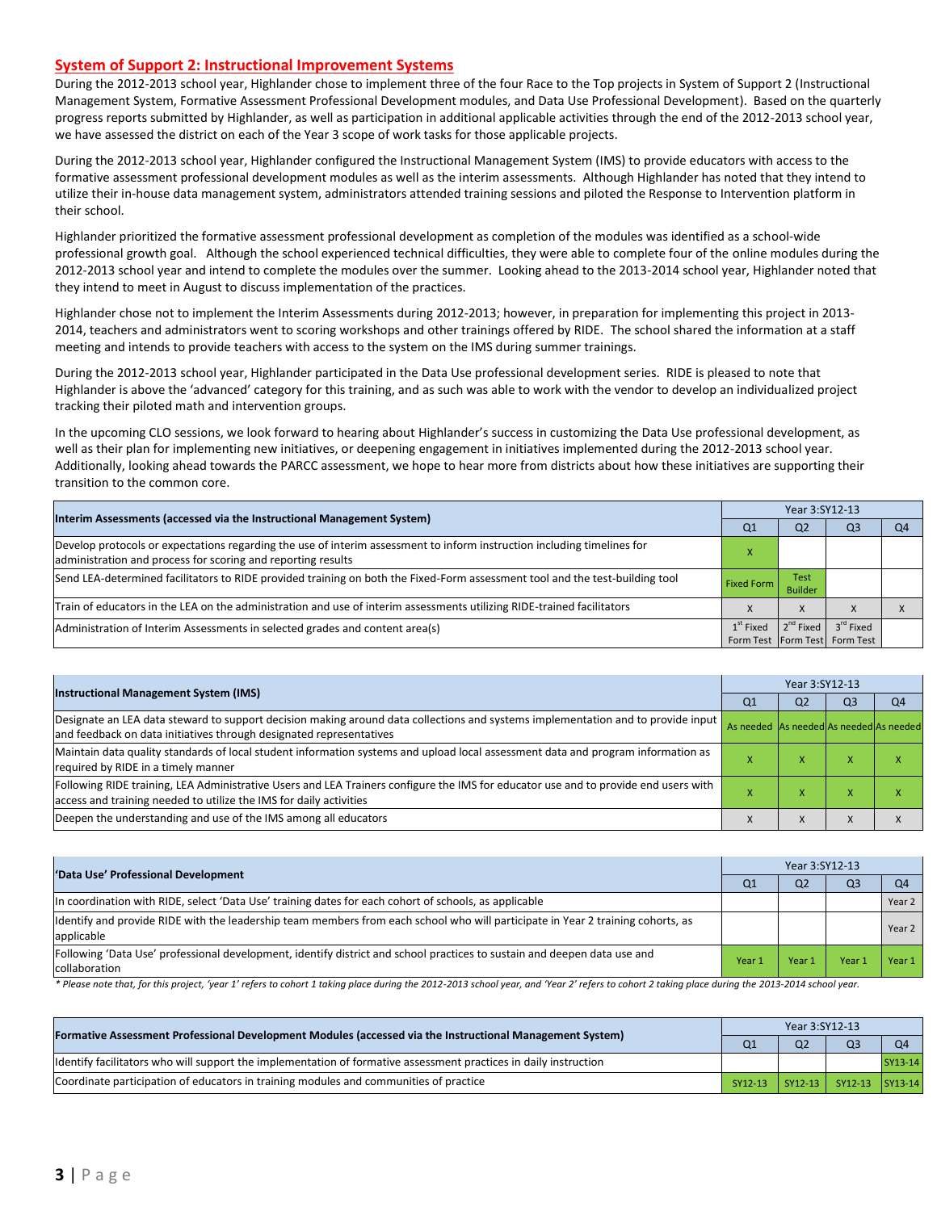## System of Support 2: Instructional Improvement Systems

During the 2012-2013 school year, Highlander chose to implement three of the four Race to the Top projects in System of Support 2 (Instructional Management System, Formative Assessment Professional Development modules, and Data Use Professional Development). Based on the quarterly progress reports submitted by Highlander, as well as participation in additional applicable activities through the end of the 2012-2013 school year, we have assessed the district on each of the Year 3 scope of work tasks for those applicable projects.

During the 2012-2013 school year, Highlander configured the Instructional Management System (IMS) to provide educators with access to the formative assessment professional development modules as well as the interim assessments. Although Highlander has noted that they intend to utilize their in-house data management system, administrators attended training sessions and piloted the Response to Intervention platform in their school.

Highlander prioritized the formative assessment professional development as completion of the modules was identified as a school-wide professional growth goal. Although the school experienced technical difficulties, they were able to complete four of the online modules during the 2012-2013 school year and intend to complete the modules over the summer. Looking ahead to the 2013-2014 school year, Highlander noted that they intend to meet in August to discuss implementation of the practices.

Highlander chose not to implement the Interim Assessments during 2012-2013; however, in preparation for implementing this project in 2013-2014, teachers and administrators went to scoring workshops and other trainings offered by RIDE. The school shared the information at a staff meeting and intends to provide teachers with access to the system on the IMS during summer trainings.

During the 2012-2013 school year, Highlander participated in the Data Use professional development series. RIDE is pleased to note that Highlander is above the 'advanced' category for this training, and as such was able to work with the vendor to develop an individualized project tracking their piloted math and intervention groups.

In the upcoming CLO sessions, we look forward to hearing about Highlander's success in customizing the Data Use professional development, as well as their plan for implementing new initiatives, or deepening engagement in initiatives implemented during the 2012-2013 school year. Additionally, looking ahead towards the PARCC assessment, we hope to hear more from districts about how these initiatives are supporting their transition to the common core.

| Interim Assessments (accessed via the Instructional Management System) | Year 3:SY12-13 | | | |
|---|---|---|---|---|
| | Q1 | Q2 | Q3 | Q4 |
| Develop protocols or expectations regarding the use of interim assessment to inform instruction including timelines for administration and process for scoring and reporting results | X | | | |
| Send LEA-determined facilitators to RIDE provided training on both the Fixed-Form assessment tool and the test-building tool | Fixed Form | Test Builder | | |
| Train of educators in the LEA on the administration and use of interim assessments utilizing RIDE-trained facilitators | X | X | X | X |
| Administration of Interim Assessments in selected grades and content area(s) | 1st Fixed Form Test | 2nd Fixed Form Test | 3rd Fixed Form Test | |

| Instructional Management System (IMS) | Year 3:SY12-13 | | | |
|---|---|---|---|---|
| | Q1 | Q2 | Q3 | Q4 |
| Designate an LEA data steward to support decision making around data collections and systems implementation and to provide input and feedback on data initiatives through designated representatives | As needed | As needed | As needed | As needed |
| Maintain data quality standards of local student information systems and upload local assessment data and program information as required by RIDE in a timely manner | X | X | X | X |
| Following RIDE training, LEA Administrative Users and LEA Trainers configure the IMS for educator use and to provide end users with access and training needed to utilize the IMS for daily activities | X | X | X | X |
| Deepen the understanding and use of the IMS among all educators | X | X | X | X |

| 'Data Use' Professional Development | Year 3:SY12-13 | | | |
|---|---|---|---|---|
| | Q1 | Q2 | Q3 | Q4 |
| In coordination with RIDE, select 'Data Use' training dates for each cohort of schools, as applicable | | | | Year 2 |
| Identify and provide RIDE with the leadership team members from each school who will participate in Year 2 training cohorts, as applicable | | | | Year 2 |
| Following 'Data Use' professional development, identify district and school practices to sustain and deepen data use and collaboration | Year 1 | Year 1 | Year 1 | Year 1 |

*\* Please note that, for this project, 'year 1' refers to cohort 1 taking place during the 2012-2013 school year, and 'Year 2' refers to cohort 2 taking place during the 2013-2014 school year.*

| Formative Assessment Professional Development Modules (accessed via the Instructional Management System) | Year 3:SY12-13 | | | |
|---|---|---|---|---|
| | Q1 | Q2 | Q3 | Q4 |
| Identify facilitators who will support the implementation of formative assessment practices in daily instruction | | | | SY13-14 |
| Coordinate participation of educators in training modules and communities of practice | SY12-13 | SY12-13 | SY12-13 | SY13-14 |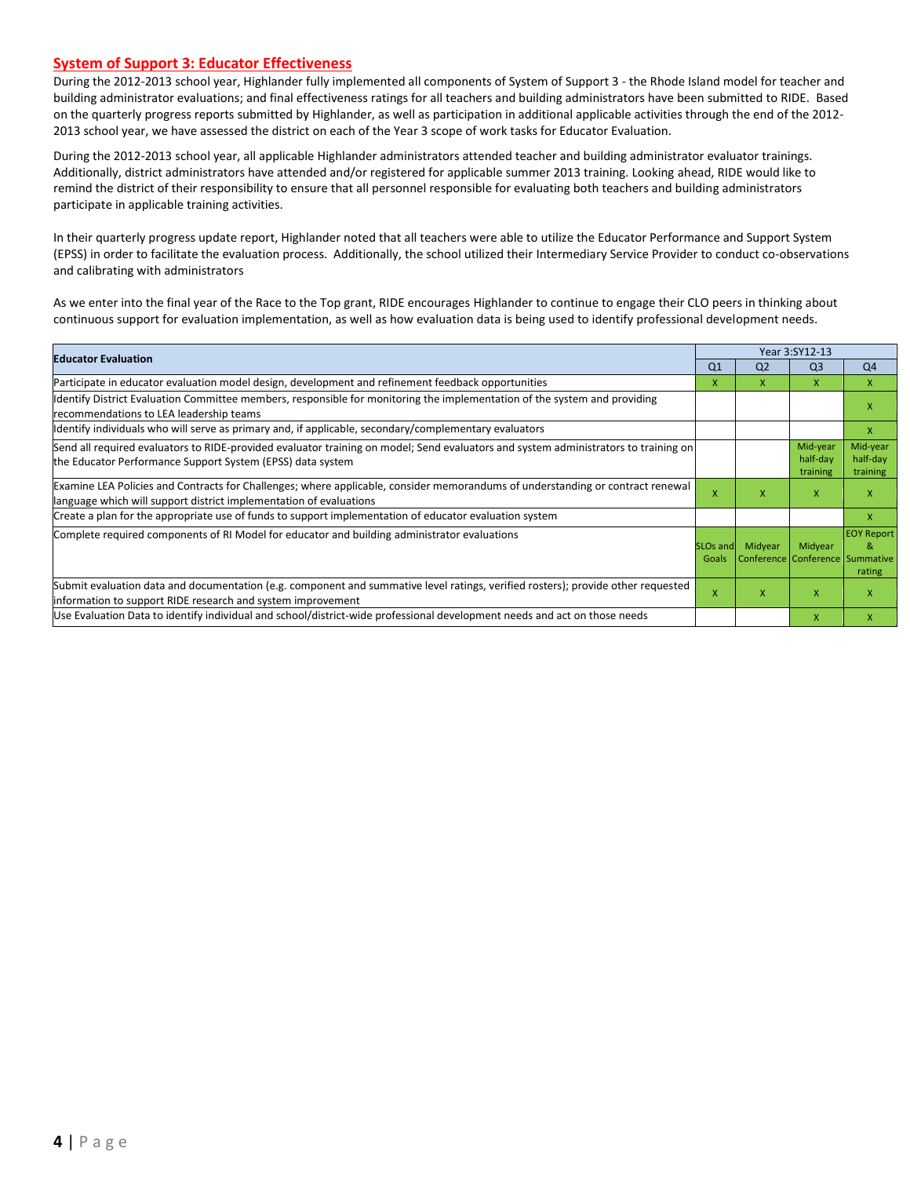## System of Support 3: Educator Effectiveness

During the 2012-2013 school year, Highlander fully implemented all components of System of Support 3 - the Rhode Island model for teacher and building administrator evaluations; and final effectiveness ratings for all teachers and building administrators have been submitted to RIDE. Based on the quarterly progress reports submitted by Highlander, as well as participation in additional applicable activities through the end of the 2012-2013 school year, we have assessed the district on each of the Year 3 scope of work tasks for Educator Evaluation.

During the 2012-2013 school year, all applicable Highlander administrators attended teacher and building administrator evaluator trainings. Additionally, district administrators have attended and/or registered for applicable summer 2013 training. Looking ahead, RIDE would like to remind the district of their responsibility to ensure that all personnel responsible for evaluating both teachers and building administrators participate in applicable training activities.

In their quarterly progress update report, Highlander noted that all teachers were able to utilize the Educator Performance and Support System (EPSS) in order to facilitate the evaluation process. Additionally, the school utilized their Intermediary Service Provider to conduct co-observations and calibrating with administrators

As we enter into the final year of the Race to the Top grant, RIDE encourages Highlander to continue to engage their CLO peers in thinking about continuous support for evaluation implementation, as well as how evaluation data is being used to identify professional development needs.

| Educator Evaluation | Year 3:SY12-13 | | | |
|---|---|---|---|---|
| | Q1 | Q2 | Q3 | Q4 |
| Participate in educator evaluation model design, development and refinement feedback opportunities | X | X | X | X |
| Identify District Evaluation Committee members, responsible for monitoring the implementation of the system and providing recommendations to LEA leadership teams | | | | X |
| Identify individuals who will serve as primary and, if applicable, secondary/complementary evaluators | | | | X |
| Send all required evaluators to RIDE-provided evaluator training on model; Send evaluators and system administrators to training on the Educator Performance Support System (EPSS) data system | | | Mid-year half-day training | Mid-year half-day training |
| Examine LEA Policies and Contracts for Challenges; where applicable, consider memorandums of understanding or contract renewal language which will support district implementation of evaluations | X | X | X | X |
| Create a plan for the appropriate use of funds to support implementation of educator evaluation system | | | | X |
| Complete required components of RI Model for educator and building administrator evaluations | SLOs and Goals | Midyear Conference | Midyear Conference | EOY Report & Summative rating |
| Submit evaluation data and documentation (e.g. component and summative level ratings, verified rosters); provide other requested information to support RIDE research and system improvement | X | X | X | X |
| Use Evaluation Data to identify individual and school/district-wide professional development needs and act on those needs | | | X | X |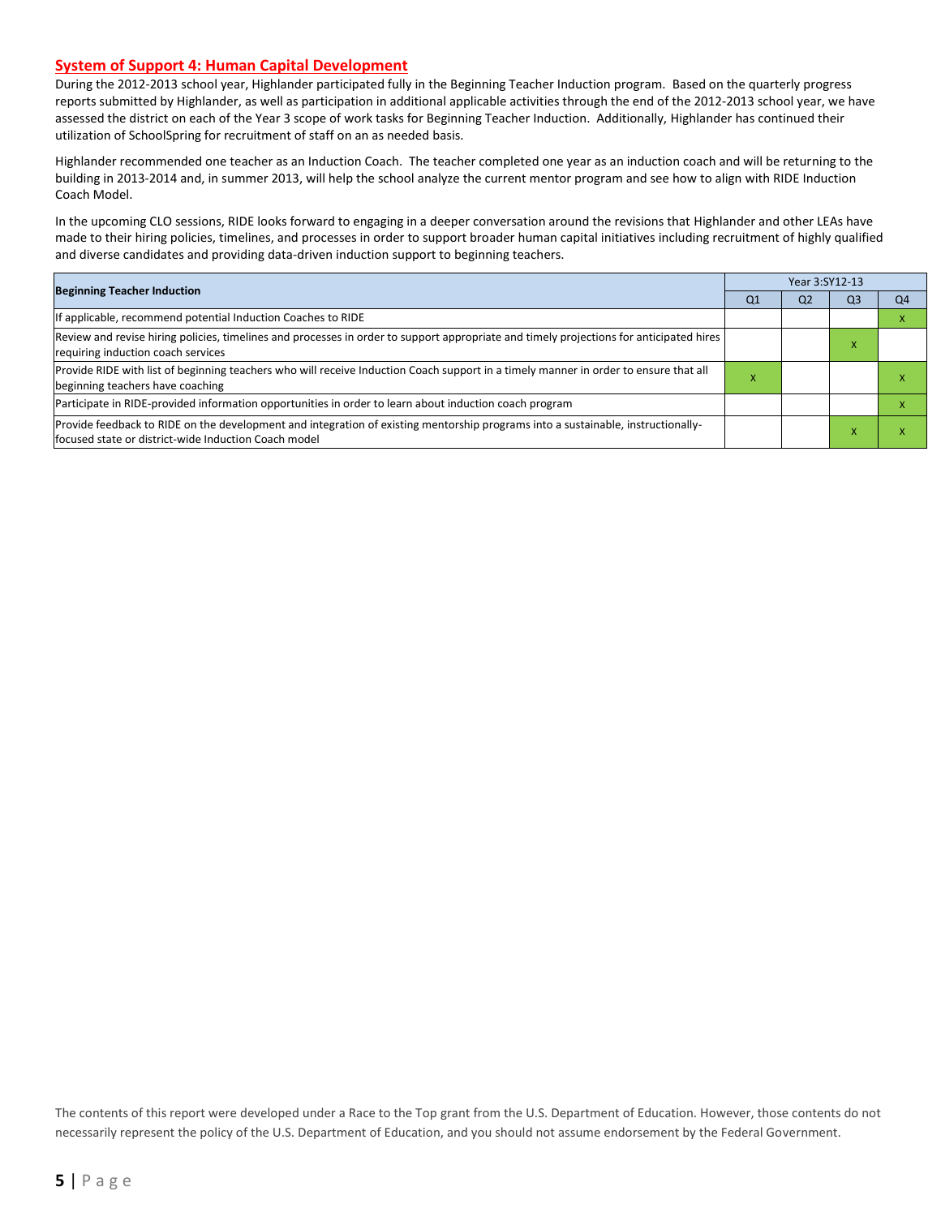## System of Support 4: Human Capital Development

During the 2012-2013 school year, Highlander participated fully in the Beginning Teacher Induction program. Based on the quarterly progress reports submitted by Highlander, as well as participation in additional applicable activities through the end of the 2012-2013 school year, we have assessed the district on each of the Year 3 scope of work tasks for Beginning Teacher Induction. Additionally, Highlander has continued their utilization of SchoolSpring for recruitment of staff on an as needed basis.

Highlander recommended one teacher as an Induction Coach. The teacher completed one year as an induction coach and will be returning to the building in 2013-2014 and, in summer 2013, will help the school analyze the current mentor program and see how to align with RIDE Induction Coach Model.

In the upcoming CLO sessions, RIDE looks forward to engaging in a deeper conversation around the revisions that Highlander and other LEAs have made to their hiring policies, timelines, and processes in order to support broader human capital initiatives including recruitment of highly qualified and diverse candidates and providing data-driven induction support to beginning teachers.

| Beginning Teacher Induction | Year 3:SY12-13 | | | |
|---|---|---|---|---|
| | Q1 | Q2 | Q3 | Q4 |
| If applicable, recommend potential Induction Coaches to RIDE | | | | x |
| Review and revise hiring policies, timelines and processes in order to support appropriate and timely projections for anticipated hires requiring induction coach services | | | x | |
| Provide RIDE with list of beginning teachers who will receive Induction Coach support in a timely manner in order to ensure that all beginning teachers have coaching | x | | | x |
| Participate in RIDE-provided information opportunities in order to learn about induction coach program | | | | x |
| Provide feedback to RIDE on the development and integration of existing mentorship programs into a sustainable, instructionally-focused state or district-wide Induction Coach model | | | x | x |

The contents of this report were developed under a Race to the Top grant from the U.S. Department of Education. However, those contents do not necessarily represent the policy of the U.S. Department of Education, and you should not assume endorsement by the Federal Government.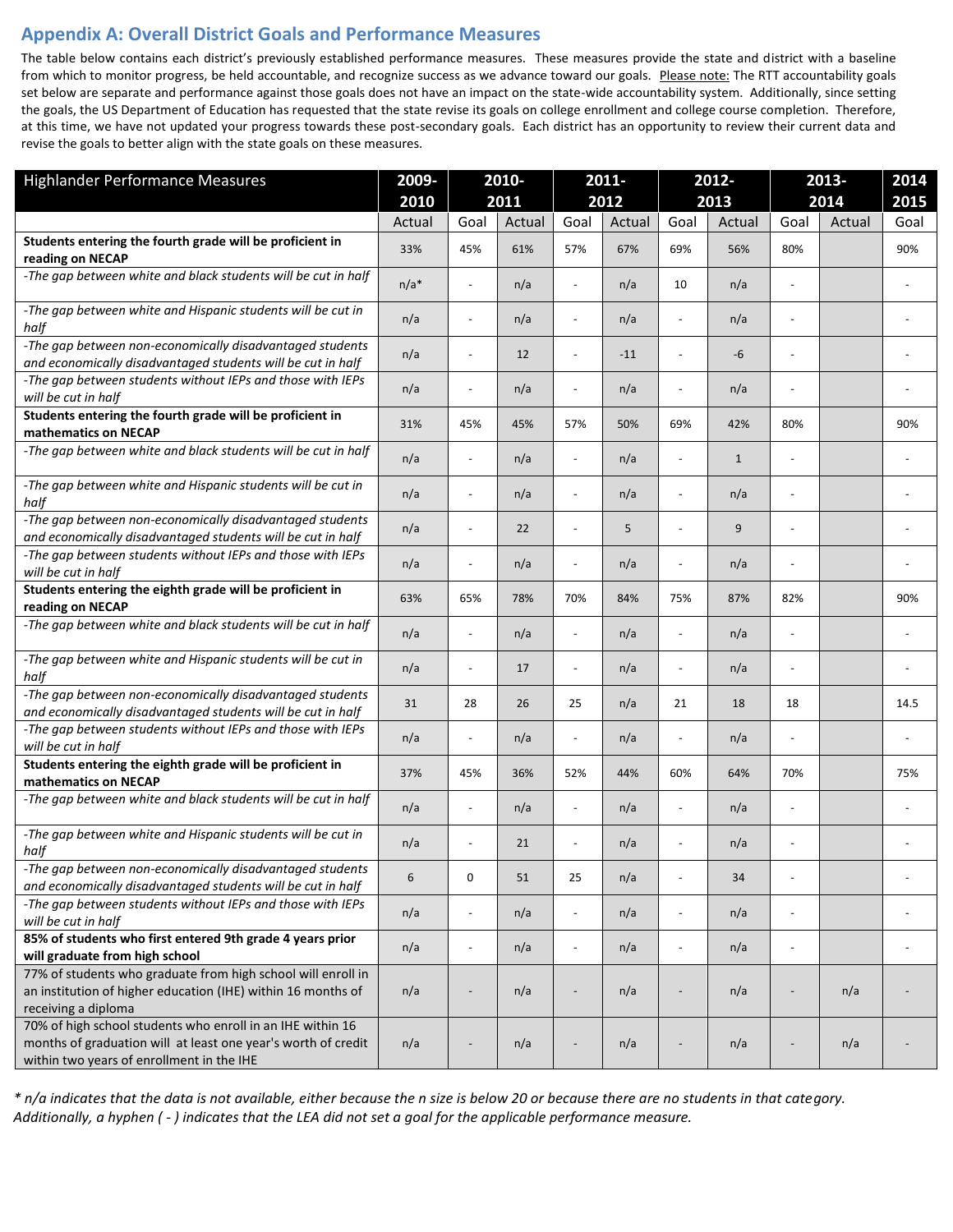## Appendix A: Overall District Goals and Performance Measures

The table below contains each district's previously established performance measures. These measures provide the state and district with a baseline from which to monitor progress, be held accountable, and recognize success as we advance toward our goals. Please note: The RTT accountability goals set below are separate and performance against those goals does not have an impact on the state-wide accountability system. Additionally, since setting the goals, the US Department of Education has requested that the state revise its goals on college enrollment and college course completion. Therefore, at this time, we have not updated your progress towards these post-secondary goals. Each district has an opportunity to review their current data and revise the goals to better align with the state goals on these measures.

| Highlander Performance Measures | 2009-2010 | 2010-2011 | | 2011-2012 | | 2012-2013 | | 2013-2014 | | 2014 2015 |
|---|---|---|---|---|---|---|---|---|---|---|
| | Actual | Goal | Actual | Goal | Actual | Goal | Actual | Goal | Actual | Goal |
| **Students entering the fourth grade will be proficient in reading on NECAP** | 33% | 45% | 61% | 57% | 67% | 69% | 56% | 80% | | 90% |
| *-The gap between white and black students will be cut in half* | n/a* | - | n/a | - | n/a | 10 | n/a | - | | - |
| *-The gap between white and Hispanic students will be cut in half* | n/a | - | n/a | - | n/a | - | n/a | - | | - |
| *-The gap between non-economically disadvantaged students and economically disadvantaged students will be cut in half* | n/a | - | 12 | - | -11 | - | -6 | - | | - |
| *-The gap between students without IEPs and those with IEPs will be cut in half* | n/a | - | n/a | - | n/a | - | n/a | - | | - |
| **Students entering the fourth grade will be proficient in mathematics on NECAP** | 31% | 45% | 45% | 57% | 50% | 69% | 42% | 80% | | 90% |
| *-The gap between white and black students will be cut in half* | n/a | - | n/a | - | n/a | - | 1 | - | | - |
| *-The gap between white and Hispanic students will be cut in half* | n/a | - | n/a | - | n/a | - | n/a | - | | - |
| *-The gap between non-economically disadvantaged students and economically disadvantaged students will be cut in half* | n/a | - | 22 | - | 5 | - | 9 | - | | - |
| *-The gap between students without IEPs and those with IEPs will be cut in half* | n/a | - | n/a | - | n/a | - | n/a | - | | - |
| **Students entering the eighth grade will be proficient in reading on NECAP** | 63% | 65% | 78% | 70% | 84% | 75% | 87% | 82% | | 90% |
| *-The gap between white and black students will be cut in half* | n/a | - | n/a | - | n/a | - | n/a | - | | - |
| *-The gap between white and Hispanic students will be cut in half* | n/a | - | 17 | - | n/a | - | n/a | - | | - |
| *-The gap between non-economically disadvantaged students and economically disadvantaged students will be cut in half* | 31 | 28 | 26 | 25 | n/a | 21 | 18 | 18 | | 14.5 |
| *-The gap between students without IEPs and those with IEPs will be cut in half* | n/a | - | n/a | - | n/a | - | n/a | - | | - |
| **Students entering the eighth grade will be proficient in mathematics on NECAP** | 37% | 45% | 36% | 52% | 44% | 60% | 64% | 70% | | 75% |
| *-The gap between white and black students will be cut in half* | n/a | - | n/a | - | n/a | - | n/a | - | | - |
| *-The gap between white and Hispanic students will be cut in half* | n/a | - | 21 | - | n/a | - | n/a | - | | - |
| *-The gap between non-economically disadvantaged students and economically disadvantaged students will be cut in half* | 6 | 0 | 51 | 25 | n/a | - | 34 | - | | - |
| *-The gap between students without IEPs and those with IEPs will be cut in half* | n/a | - | n/a | - | n/a | - | n/a | - | | - |
| **85% of students who first entered 9th grade 4 years prior will graduate from high school** | n/a | - | n/a | - | n/a | - | n/a | - | | - |
| 77% of students who graduate from high school will enroll in an institution of higher education (IHE) within 16 months of receiving a diploma | n/a | - | n/a | - | n/a | - | n/a | - | n/a | - |
| 70% of high school students who enroll in an IHE within 16 months of graduation will at least one year's worth of credit within two years of enrollment in the IHE | n/a | - | n/a | - | n/a | - | n/a | - | n/a | - |

*\* n/a indicates that the data is not available, either because the n size is below 20 or because there are no students in that category. Additionally, a hyphen ( - ) indicates that the LEA did not set a goal for the applicable performance measure.*